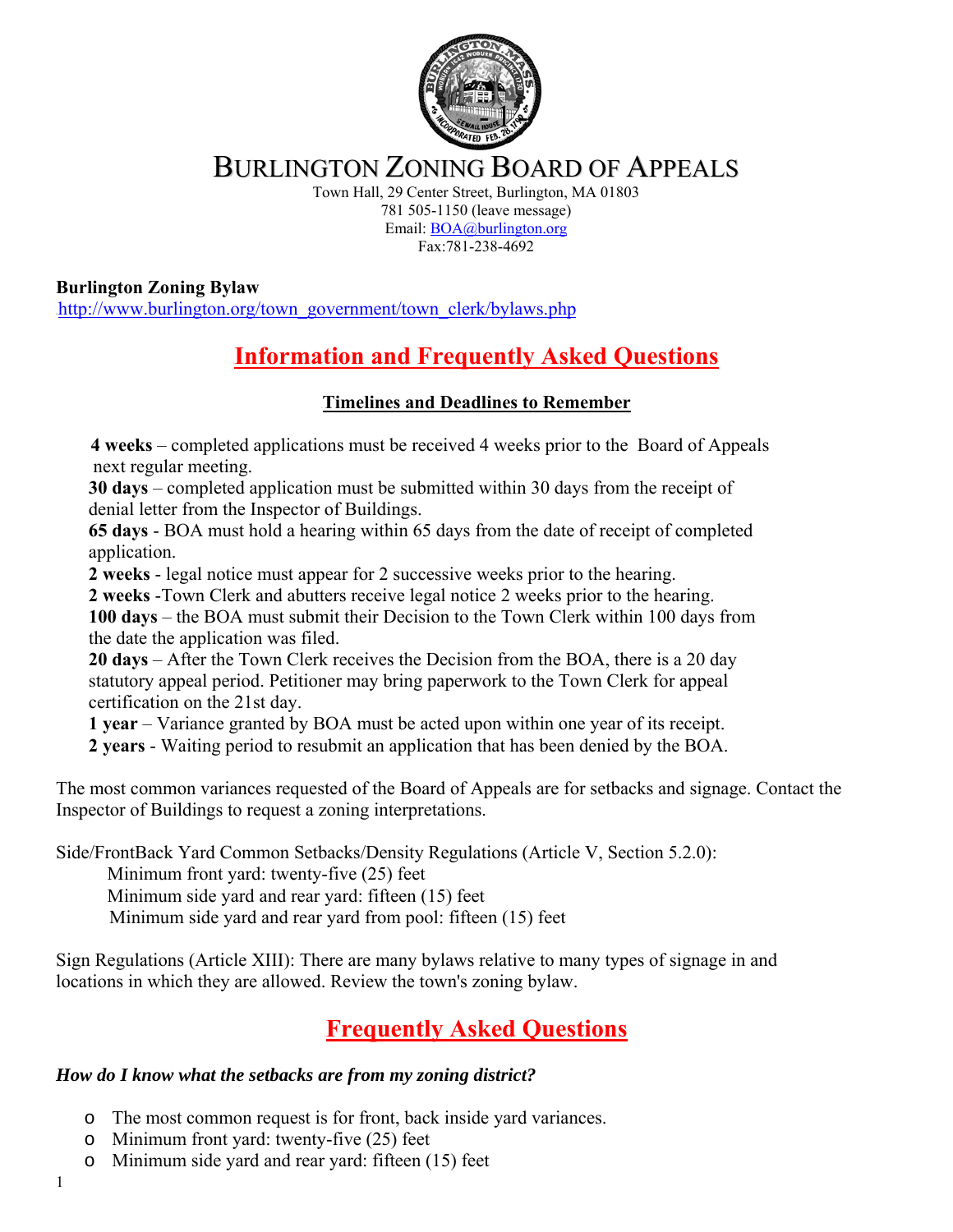# BURLINGTON ZONING BOARD OF APPEALS

Town Hall, 29 Center Street, Burlington, MA 01803
781 505-1150 (leave message)
Email: BOA@burlington.org
Fax:781-238-4692

**Burlington Zoning Bylaw**
http://www.burlington.org/town_government/town_clerk/bylaws.php

## Information and Frequently Asked Questions

### Timelines and Deadlines to Remember

**4 weeks** – completed applications must be received 4 weeks prior to the Board of Appeals next regular meeting.
**30 days** – completed application must be submitted within 30 days from the receipt of denial letter from the Inspector of Buildings.
**65 days** - BOA must hold a hearing within 65 days from the date of receipt of completed application.
**2 weeks** - legal notice must appear for 2 successive weeks prior to the hearing.
**2 weeks** -Town Clerk and abutters receive legal notice 2 weeks prior to the hearing.
**100 days** – the BOA must submit their Decision to the Town Clerk within 100 days from the date the application was filed.
**20 days** – After the Town Clerk receives the Decision from the BOA, there is a 20 day statutory appeal period. Petitioner may bring paperwork to the Town Clerk for appeal certification on the 21st day.
**1 year** – Variance granted by BOA must be acted upon within one year of its receipt.
**2 years** - Waiting period to resubmit an application that has been denied by the BOA.

The most common variances requested of the Board of Appeals are for setbacks and signage. Contact the Inspector of Buildings to request a zoning interpretations.

Side/FrontBack Yard Common Setbacks/Density Regulations (Article V, Section 5.2.0):
Minimum front yard: twenty-five (25) feet
Minimum side yard and rear yard: fifteen (15) feet
Minimum side yard and rear yard from pool: fifteen (15) feet

Sign Regulations (Article XIII): There are many bylaws relative to many types of signage in and locations in which they are allowed. Review the town's zoning bylaw.

## Frequently Asked Questions

***How do I know what the setbacks are from my zoning district?***

- The most common request is for front, back inside yard variances.
- Minimum front yard: twenty-five (25) feet
- Minimum side yard and rear yard: fifteen (15) feet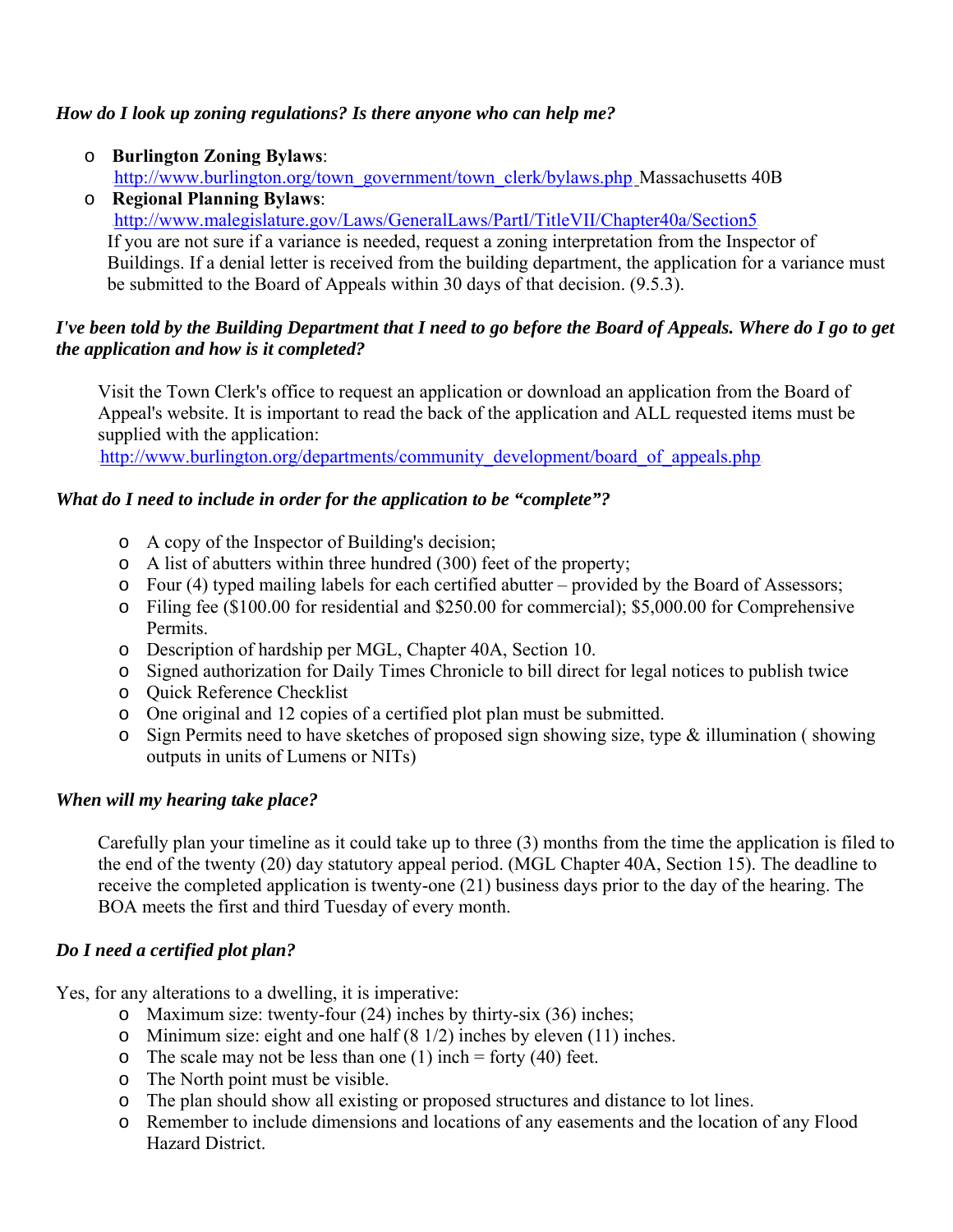***How do I look up zoning regulations? Is there anyone who can help me?***

- **Burlington Zoning Bylaws**: http://www.burlington.org/town_government/town_clerk/bylaws.php Massachusetts 40B
- **Regional Planning Bylaws**: http://www.malegislature.gov/Laws/GeneralLaws/PartI/TitleVII/Chapter40a/Section5

  If you are not sure if a variance is needed, request a zoning interpretation from the Inspector of Buildings. If a denial letter is received from the building department, the application for a variance must be submitted to the Board of Appeals within 30 days of that decision. (9.5.3).

***I've been told by the Building Department that I need to go before the Board of Appeals. Where do I go to get the application and how is it completed?***

Visit the Town Clerk's office to request an application or download an application from the Board of Appeal's website. It is important to read the back of the application and ALL requested items must be supplied with the application:
http://www.burlington.org/departments/community_development/board_of_appeals.php

***What do I need to include in order for the application to be "complete"?***

- A copy of the Inspector of Building's decision;
- A list of abutters within three hundred (300) feet of the property;
- Four (4) typed mailing labels for each certified abutter – provided by the Board of Assessors;
- Filing fee ($100.00 for residential and $250.00 for commercial); $5,000.00 for Comprehensive Permits.
- Description of hardship per MGL, Chapter 40A, Section 10.
- Signed authorization for Daily Times Chronicle to bill direct for legal notices to publish twice
- Quick Reference Checklist
- One original and 12 copies of a certified plot plan must be submitted.
- Sign Permits need to have sketches of proposed sign showing size, type & illumination ( showing outputs in units of Lumens or NITs)

***When will my hearing take place?***

Carefully plan your timeline as it could take up to three (3) months from the time the application is filed to the end of the twenty (20) day statutory appeal period. (MGL Chapter 40A, Section 15). The deadline to receive the completed application is twenty-one (21) business days prior to the day of the hearing. The BOA meets the first and third Tuesday of every month.

***Do I need a certified plot plan?***

Yes, for any alterations to a dwelling, it is imperative:

- Maximum size: twenty-four (24) inches by thirty-six (36) inches;
- Minimum size: eight and one half (8 1/2) inches by eleven (11) inches.
- The scale may not be less than one (1) inch = forty (40) feet.
- The North point must be visible.
- The plan should show all existing or proposed structures and distance to lot lines.
- Remember to include dimensions and locations of any easements and the location of any Flood Hazard District.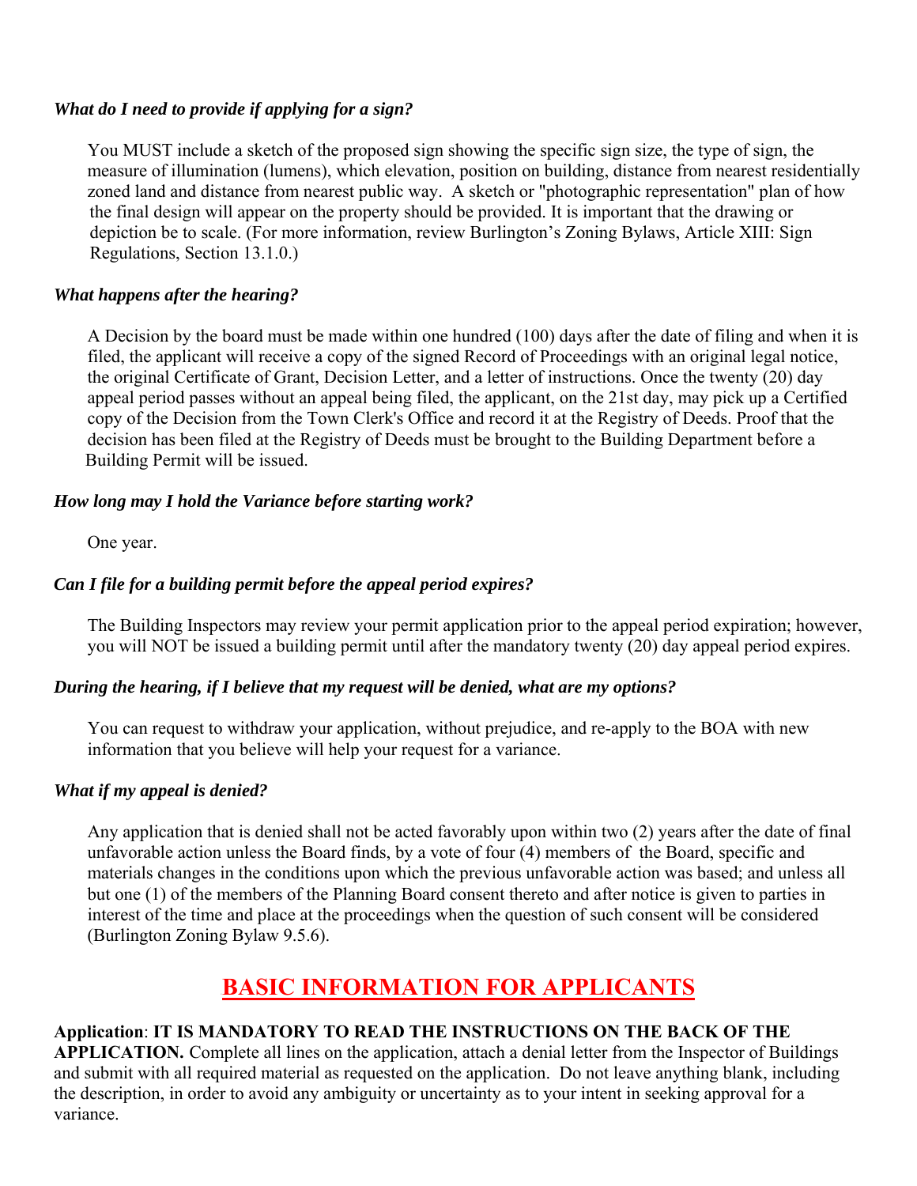***What do I need to provide if applying for a sign?***

You MUST include a sketch of the proposed sign showing the specific sign size, the type of sign, the measure of illumination (lumens), which elevation, position on building, distance from nearest residentially zoned land and distance from nearest public way. A sketch or "photographic representation" plan of how the final design will appear on the property should be provided. It is important that the drawing or depiction be to scale. (For more information, review Burlington's Zoning Bylaws, Article XIII: Sign Regulations, Section 13.1.0.)

***What happens after the hearing?***

A Decision by the board must be made within one hundred (100) days after the date of filing and when it is filed, the applicant will receive a copy of the signed Record of Proceedings with an original legal notice, the original Certificate of Grant, Decision Letter, and a letter of instructions. Once the twenty (20) day appeal period passes without an appeal being filed, the applicant, on the 21st day, may pick up a Certified copy of the Decision from the Town Clerk's Office and record it at the Registry of Deeds. Proof that the decision has been filed at the Registry of Deeds must be brought to the Building Department before a Building Permit will be issued.

***How long may I hold the Variance before starting work?***

One year.

***Can I file for a building permit before the appeal period expires?***

The Building Inspectors may review your permit application prior to the appeal period expiration; however, you will NOT be issued a building permit until after the mandatory twenty (20) day appeal period expires.

***During the hearing, if I believe that my request will be denied, what are my options?***

You can request to withdraw your application, without prejudice, and re-apply to the BOA with new information that you believe will help your request for a variance.

***What if my appeal is denied?***

Any application that is denied shall not be acted favorably upon within two (2) years after the date of final unfavorable action unless the Board finds, by a vote of four (4) members of the Board, specific and materials changes in the conditions upon which the previous unfavorable action was based; and unless all but one (1) of the members of the Planning Board consent thereto and after notice is given to parties in interest of the time and place at the proceedings when the question of such consent will be considered (Burlington Zoning Bylaw 9.5.6).

## BASIC INFORMATION FOR APPLICANTS

**Application**: **IT IS MANDATORY TO READ THE INSTRUCTIONS ON THE BACK OF THE APPLICATION.** Complete all lines on the application, attach a denial letter from the Inspector of Buildings and submit with all required material as requested on the application. Do not leave anything blank, including the description, in order to avoid any ambiguity or uncertainty as to your intent in seeking approval for a variance.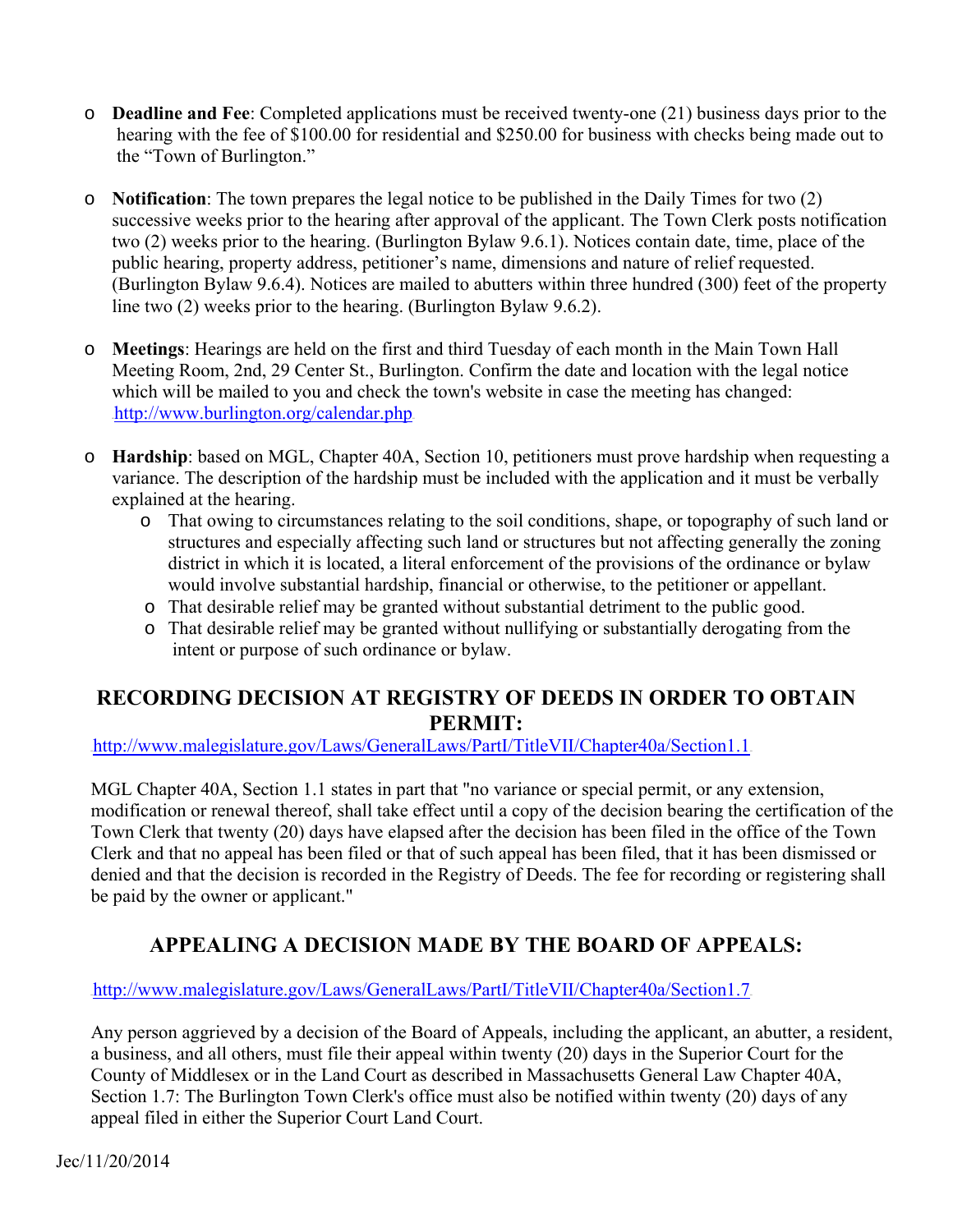- **Deadline and Fee**: Completed applications must be received twenty-one (21) business days prior to the hearing with the fee of $100.00 for residential and $250.00 for business with checks being made out to the "Town of Burlington."

- **Notification**: The town prepares the legal notice to be published in the Daily Times for two (2) successive weeks prior to the hearing after approval of the applicant. The Town Clerk posts notification two (2) weeks prior to the hearing. (Burlington Bylaw 9.6.1). Notices contain date, time, place of the public hearing, property address, petitioner's name, dimensions and nature of relief requested. (Burlington Bylaw 9.6.4). Notices are mailed to abutters within three hundred (300) feet of the property line two (2) weeks prior to the hearing. (Burlington Bylaw 9.6.2).

- **Meetings**: Hearings are held on the first and third Tuesday of each month in the Main Town Hall Meeting Room, 2nd, 29 Center St., Burlington. Confirm the date and location with the legal notice which will be mailed to you and check the town's website in case the meeting has changed: http://www.burlington.org/calendar.php

- **Hardship**: based on MGL, Chapter 40A, Section 10, petitioners must prove hardship when requesting a variance. The description of the hardship must be included with the application and it must be verbally explained at the hearing.
  - That owing to circumstances relating to the soil conditions, shape, or topography of such land or structures and especially affecting such land or structures but not affecting generally the zoning district in which it is located, a literal enforcement of the provisions of the ordinance or bylaw would involve substantial hardship, financial or otherwise, to the petitioner or appellant.
  - That desirable relief may be granted without substantial detriment to the public good.
  - That desirable relief may be granted without nullifying or substantially derogating from the intent or purpose of such ordinance or bylaw.

## RECORDING DECISION AT REGISTRY OF DEEDS IN ORDER TO OBTAIN PERMIT:

http://www.malegislature.gov/Laws/GeneralLaws/PartI/TitleVII/Chapter40a/Section1.1

MGL Chapter 40A, Section 1.1 states in part that "no variance or special permit, or any extension, modification or renewal thereof, shall take effect until a copy of the decision bearing the certification of the Town Clerk that twenty (20) days have elapsed after the decision has been filed in the office of the Town Clerk and that no appeal has been filed or that of such appeal has been filed, that it has been dismissed or denied and that the decision is recorded in the Registry of Deeds. The fee for recording or registering shall be paid by the owner or applicant."

## APPEALING A DECISION MADE BY THE BOARD OF APPEALS:

http://www.malegislature.gov/Laws/GeneralLaws/PartI/TitleVII/Chapter40a/Section1.7

Any person aggrieved by a decision of the Board of Appeals, including the applicant, an abutter, a resident, a business, and all others, must file their appeal within twenty (20) days in the Superior Court for the County of Middlesex or in the Land Court as described in Massachusetts General Law Chapter 40A, Section 1.7: The Burlington Town Clerk's office must also be notified within twenty (20) days of any appeal filed in either the Superior Court Land Court.

Jec/11/20/2014